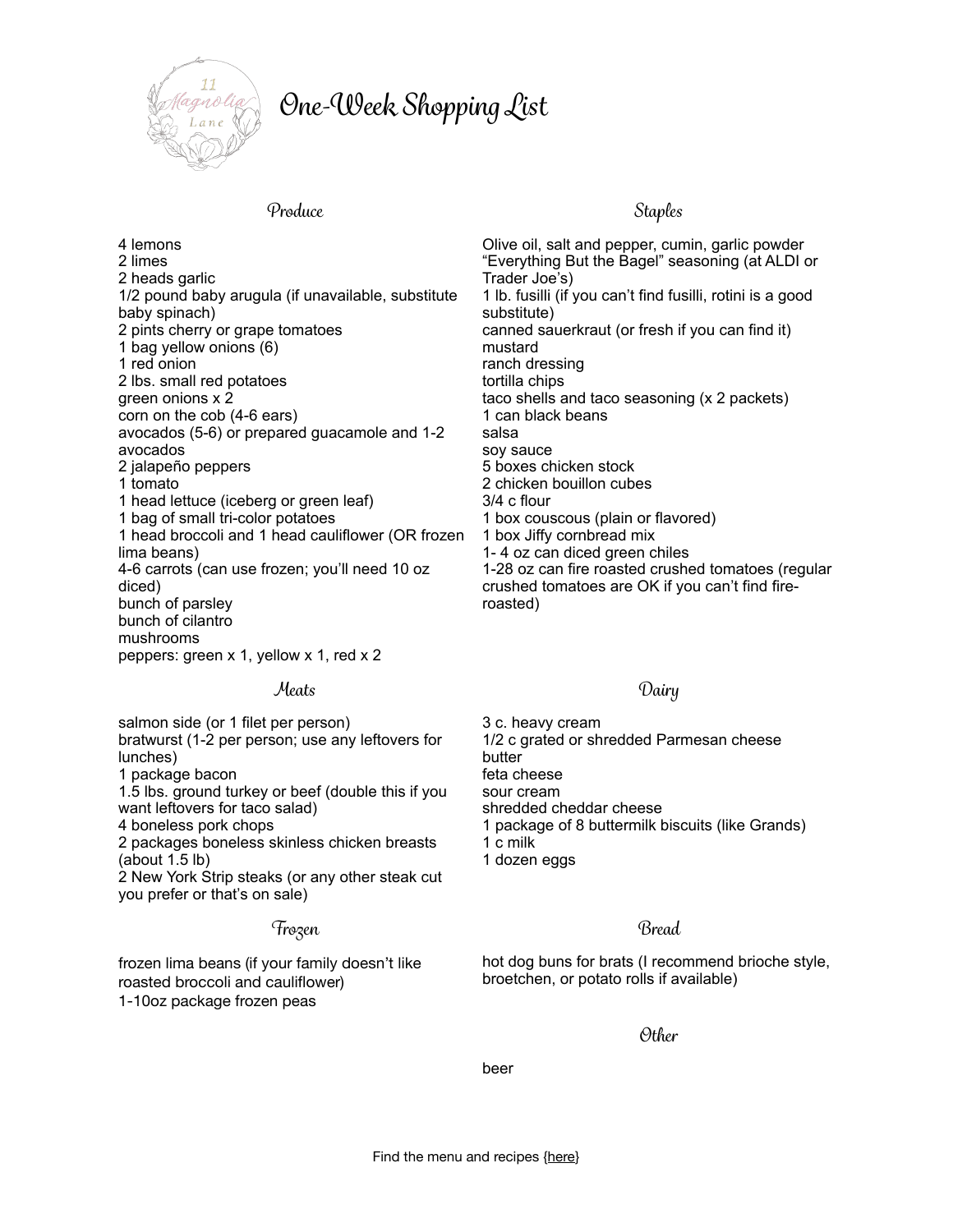# One-Week Shopping List

## Produce

4 lemons
2 limes
2 heads garlic
1/2 pound baby arugula (if unavailable, substitute baby spinach)
2 pints cherry or grape tomatoes
1 bag yellow onions (6)
1 red onion
2 lbs. small red potatoes
green onions x 2
corn on the cob (4-6 ears)
avocados (5-6) or prepared guacamole and 1-2 avocados
2 jalapeño peppers
1 tomato
1 head lettuce (iceberg or green leaf)
1 bag of small tri-color potatoes
1 head broccoli and 1 head cauliflower (OR frozen lima beans)
4-6 carrots (can use frozen; you'll need 10 oz diced)
bunch of parsley
bunch of cilantro
mushrooms
peppers: green x 1, yellow x 1, red x 2

## Staples

Olive oil, salt and pepper, cumin, garlic powder
"Everything But the Bagel" seasoning (at ALDI or Trader Joe's)
1 lb. fusilli (if you can't find fusilli, rotini is a good substitute)
canned sauerkraut (or fresh if you can find it)
mustard
ranch dressing
tortilla chips
taco shells and taco seasoning (x 2 packets)
1 can black beans
salsa
soy sauce
5 boxes chicken stock
2 chicken bouillon cubes
3/4 c flour
1 box couscous (plain or flavored)
1 box Jiffy cornbread mix
1- 4 oz can diced green chiles
1-28 oz can fire roasted crushed tomatoes (regular crushed tomatoes are OK if you can't find fire-roasted)

## Meats

salmon side (or 1 filet per person)
bratwurst (1-2 per person; use any leftovers for lunches)
1 package bacon
1.5 lbs. ground turkey or beef (double this if you want leftovers for taco salad)
4 boneless pork chops
2 packages boneless skinless chicken breasts (about 1.5 lb)
2 New York Strip steaks (or any other steak cut you prefer or that's on sale)

## Dairy

3 c. heavy cream
1/2 c grated or shredded Parmesan cheese
butter
feta cheese
sour cream
shredded cheddar cheese
1 package of 8 buttermilk biscuits (like Grands)
1 c milk
1 dozen eggs

## Frozen

frozen lima beans (if your family doesn't like roasted broccoli and cauliflower)
1-10oz package frozen peas

## Bread

hot dog buns for brats (I recommend brioche style, broetchen, or potato rolls if available)

## Other

beer

Find the menu and recipes {here}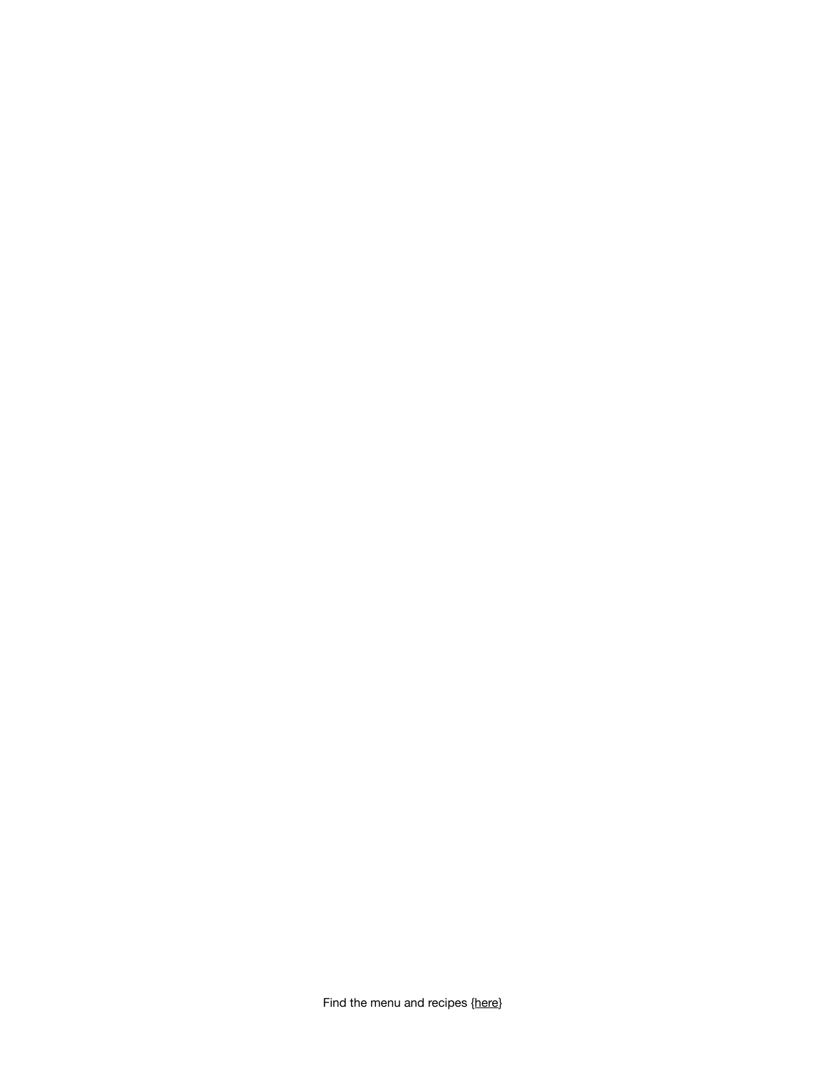Find the menu and recipes {here}